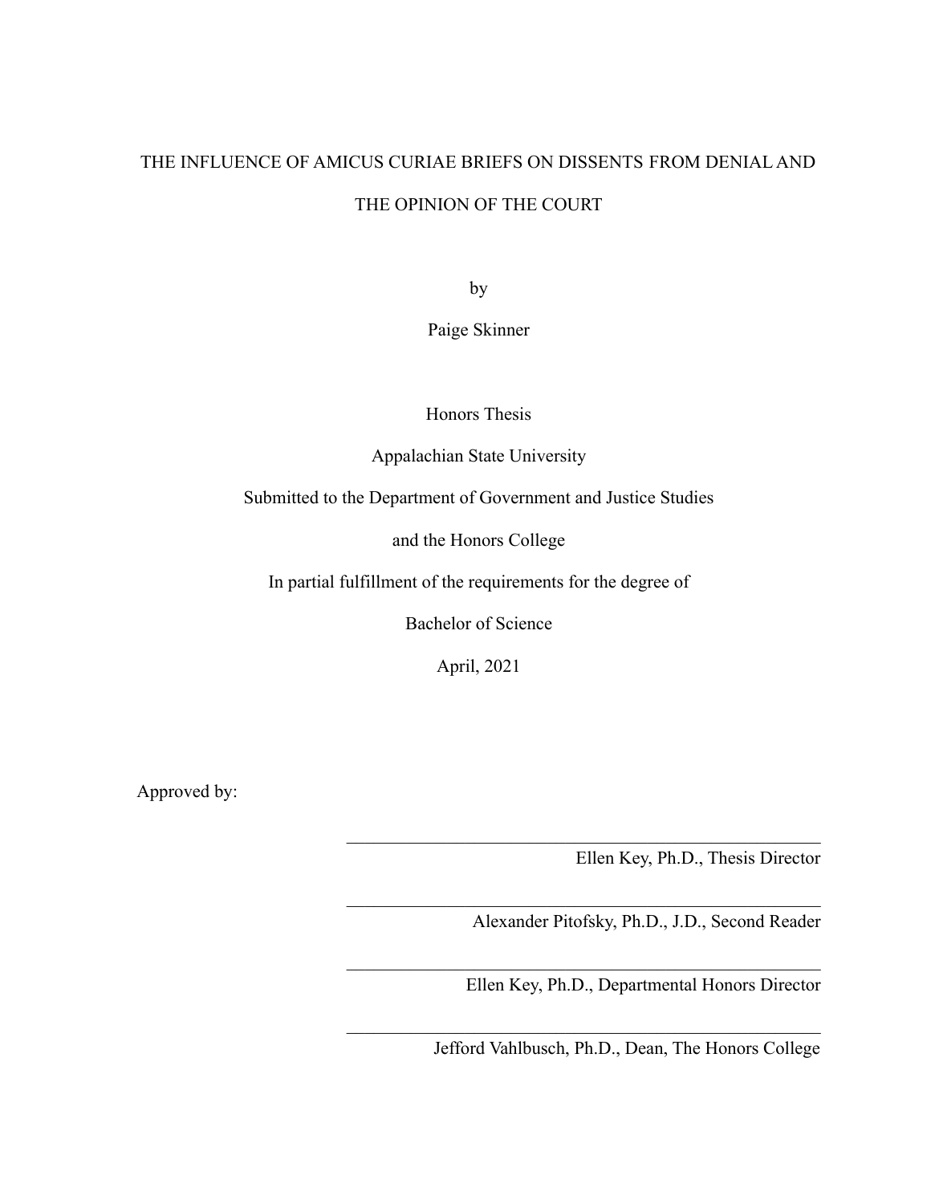# THE INFLUENCE OF AMICUS CURIAE BRIEFS ON DISSENTS FROM DENIAL AND THE OPINION OF THE COURT

by

Paige Skinner

Honors Thesis

Appalachian State University

Submitted to the Department of Government and Justice Studies

and the Honors College

In partial fulfillment of the requirements for the degree of

Bachelor of Science

April, 2021

Approved by:

______________________________
Ellen Key, Ph.D., Thesis Director

______________________________
Alexander Pitofsky, Ph.D., J.D., Second Reader

______________________________
Ellen Key, Ph.D., Departmental Honors Director

______________________________
Jefford Vahlbusch, Ph.D., Dean, The Honors College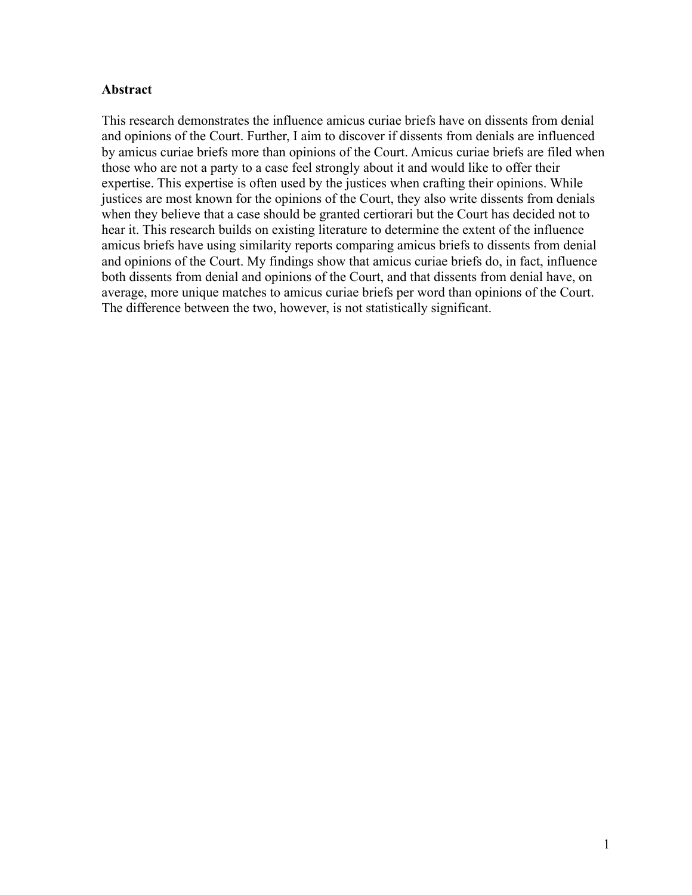**Abstract**

This research demonstrates the influence amicus curiae briefs have on dissents from denial and opinions of the Court. Further, I aim to discover if dissents from denials are influenced by amicus curiae briefs more than opinions of the Court. Amicus curiae briefs are filed when those who are not a party to a case feel strongly about it and would like to offer their expertise. This expertise is often used by the justices when crafting their opinions. While justices are most known for the opinions of the Court, they also write dissents from denials when they believe that a case should be granted certiorari but the Court has decided not to hear it. This research builds on existing literature to determine the extent of the influence amicus briefs have using similarity reports comparing amicus briefs to dissents from denial and opinions of the Court. My findings show that amicus curiae briefs do, in fact, influence both dissents from denial and opinions of the Court, and that dissents from denial have, on average, more unique matches to amicus curiae briefs per word than opinions of the Court. The difference between the two, however, is not statistically significant.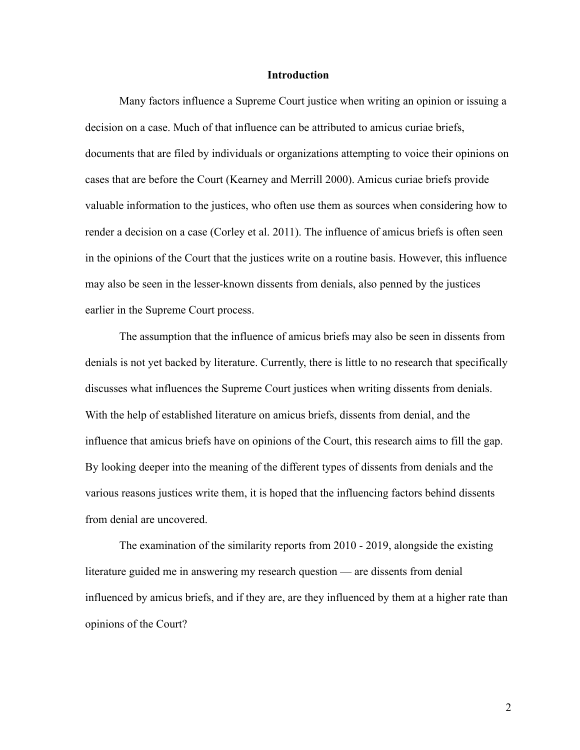## Introduction

Many factors influence a Supreme Court justice when writing an opinion or issuing a decision on a case. Much of that influence can be attributed to amicus curiae briefs, documents that are filed by individuals or organizations attempting to voice their opinions on cases that are before the Court (Kearney and Merrill 2000). Amicus curiae briefs provide valuable information to the justices, who often use them as sources when considering how to render a decision on a case (Corley et al. 2011). The influence of amicus briefs is often seen in the opinions of the Court that the justices write on a routine basis. However, this influence may also be seen in the lesser-known dissents from denials, also penned by the justices earlier in the Supreme Court process.

The assumption that the influence of amicus briefs may also be seen in dissents from denials is not yet backed by literature. Currently, there is little to no research that specifically discusses what influences the Supreme Court justices when writing dissents from denials. With the help of established literature on amicus briefs, dissents from denial, and the influence that amicus briefs have on opinions of the Court, this research aims to fill the gap. By looking deeper into the meaning of the different types of dissents from denials and the various reasons justices write them, it is hoped that the influencing factors behind dissents from denial are uncovered.

The examination of the similarity reports from 2010 - 2019, alongside the existing literature guided me in answering my research question — are dissents from denial influenced by amicus briefs, and if they are, are they influenced by them at a higher rate than opinions of the Court?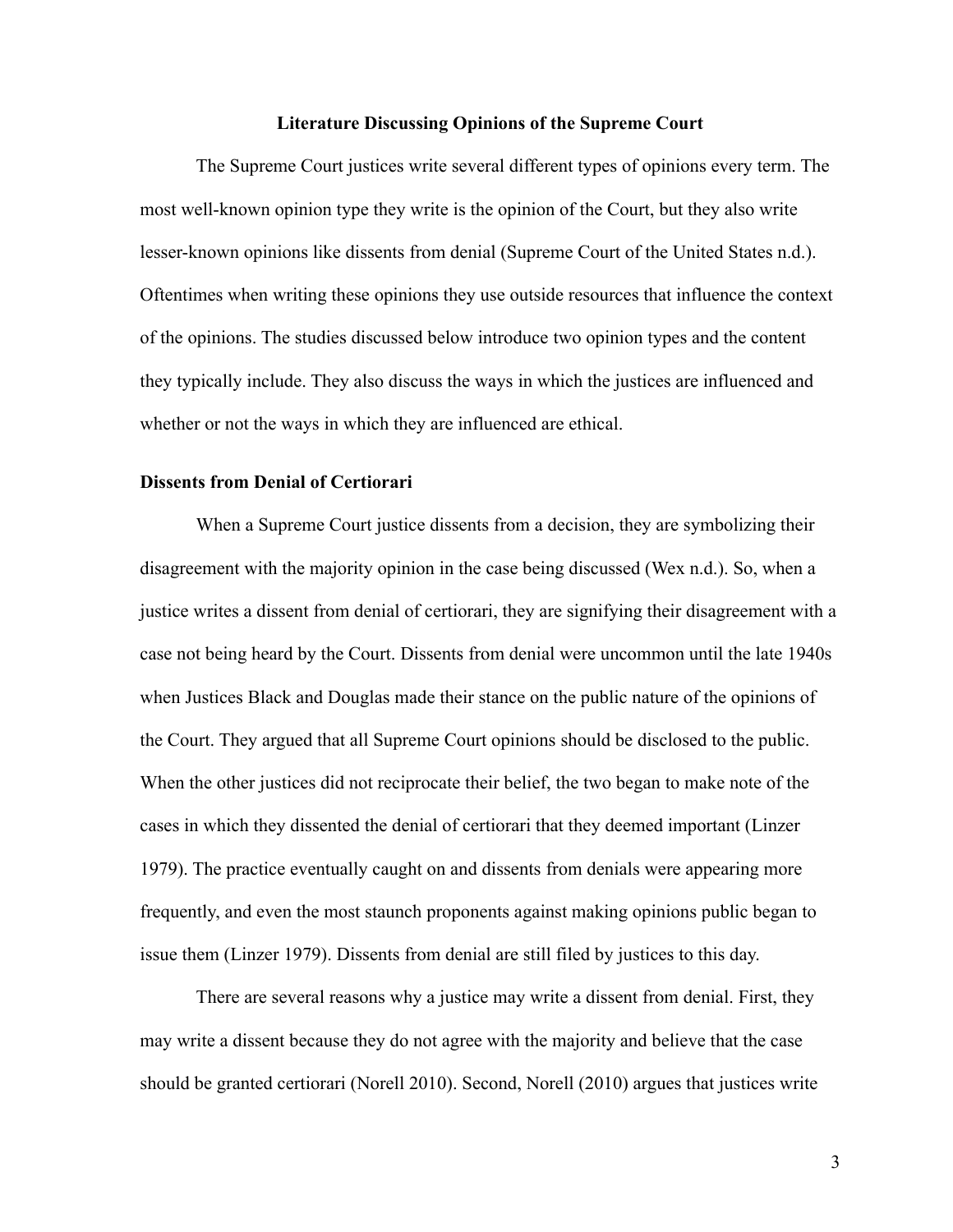## Literature Discussing Opinions of the Supreme Court

The Supreme Court justices write several different types of opinions every term. The most well-known opinion type they write is the opinion of the Court, but they also write lesser-known opinions like dissents from denial (Supreme Court of the United States n.d.). Oftentimes when writing these opinions they use outside resources that influence the context of the opinions. The studies discussed below introduce two opinion types and the content they typically include. They also discuss the ways in which the justices are influenced and whether or not the ways in which they are influenced are ethical.

### Dissents from Denial of Certiorari

When a Supreme Court justice dissents from a decision, they are symbolizing their disagreement with the majority opinion in the case being discussed (Wex n.d.). So, when a justice writes a dissent from denial of certiorari, they are signifying their disagreement with a case not being heard by the Court. Dissents from denial were uncommon until the late 1940s when Justices Black and Douglas made their stance on the public nature of the opinions of the Court. They argued that all Supreme Court opinions should be disclosed to the public. When the other justices did not reciprocate their belief, the two began to make note of the cases in which they dissented the denial of certiorari that they deemed important (Linzer 1979). The practice eventually caught on and dissents from denials were appearing more frequently, and even the most staunch proponents against making opinions public began to issue them (Linzer 1979). Dissents from denial are still filed by justices to this day.

There are several reasons why a justice may write a dissent from denial. First, they may write a dissent because they do not agree with the majority and believe that the case should be granted certiorari (Norell 2010). Second, Norell (2010) argues that justices write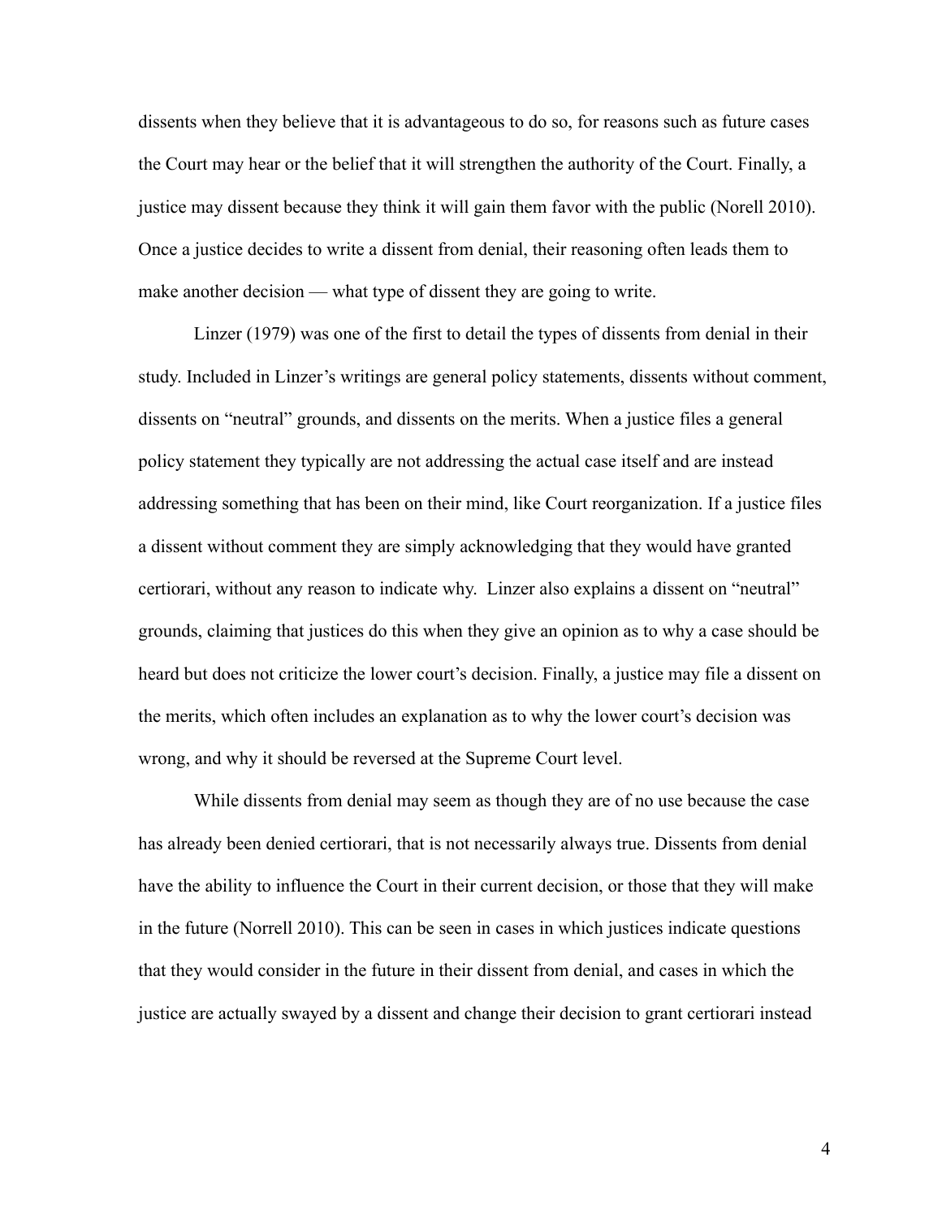dissents when they believe that it is advantageous to do so, for reasons such as future cases the Court may hear or the belief that it will strengthen the authority of the Court. Finally, a justice may dissent because they think it will gain them favor with the public (Norell 2010). Once a justice decides to write a dissent from denial, their reasoning often leads them to make another decision — what type of dissent they are going to write.

Linzer (1979) was one of the first to detail the types of dissents from denial in their study. Included in Linzer's writings are general policy statements, dissents without comment, dissents on "neutral" grounds, and dissents on the merits. When a justice files a general policy statement they typically are not addressing the actual case itself and are instead addressing something that has been on their mind, like Court reorganization. If a justice files a dissent without comment they are simply acknowledging that they would have granted certiorari, without any reason to indicate why. Linzer also explains a dissent on "neutral" grounds, claiming that justices do this when they give an opinion as to why a case should be heard but does not criticize the lower court's decision. Finally, a justice may file a dissent on the merits, which often includes an explanation as to why the lower court's decision was wrong, and why it should be reversed at the Supreme Court level.

While dissents from denial may seem as though they are of no use because the case has already been denied certiorari, that is not necessarily always true. Dissents from denial have the ability to influence the Court in their current decision, or those that they will make in the future (Norrell 2010). This can be seen in cases in which justices indicate questions that they would consider in the future in their dissent from denial, and cases in which the justice are actually swayed by a dissent and change their decision to grant certiorari instead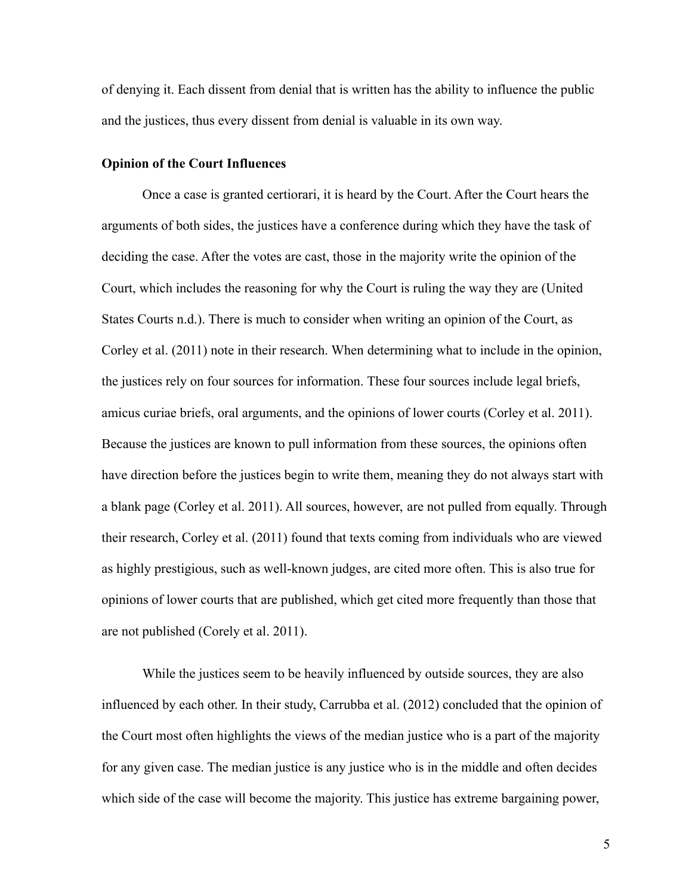of denying it. Each dissent from denial that is written has the ability to influence the public and the justices, thus every dissent from denial is valuable in its own way.

**Opinion of the Court Influences**

Once a case is granted certiorari, it is heard by the Court. After the Court hears the arguments of both sides, the justices have a conference during which they have the task of deciding the case. After the votes are cast, those in the majority write the opinion of the Court, which includes the reasoning for why the Court is ruling the way they are (United States Courts n.d.). There is much to consider when writing an opinion of the Court, as Corley et al. (2011) note in their research. When determining what to include in the opinion, the justices rely on four sources for information. These four sources include legal briefs, amicus curiae briefs, oral arguments, and the opinions of lower courts (Corley et al. 2011). Because the justices are known to pull information from these sources, the opinions often have direction before the justices begin to write them, meaning they do not always start with a blank page (Corley et al. 2011). All sources, however, are not pulled from equally. Through their research, Corley et al. (2011) found that texts coming from individuals who are viewed as highly prestigious, such as well-known judges, are cited more often. This is also true for opinions of lower courts that are published, which get cited more frequently than those that are not published (Corely et al. 2011).

While the justices seem to be heavily influenced by outside sources, they are also influenced by each other. In their study, Carrubba et al. (2012) concluded that the opinion of the Court most often highlights the views of the median justice who is a part of the majority for any given case. The median justice is any justice who is in the middle and often decides which side of the case will become the majority. This justice has extreme bargaining power,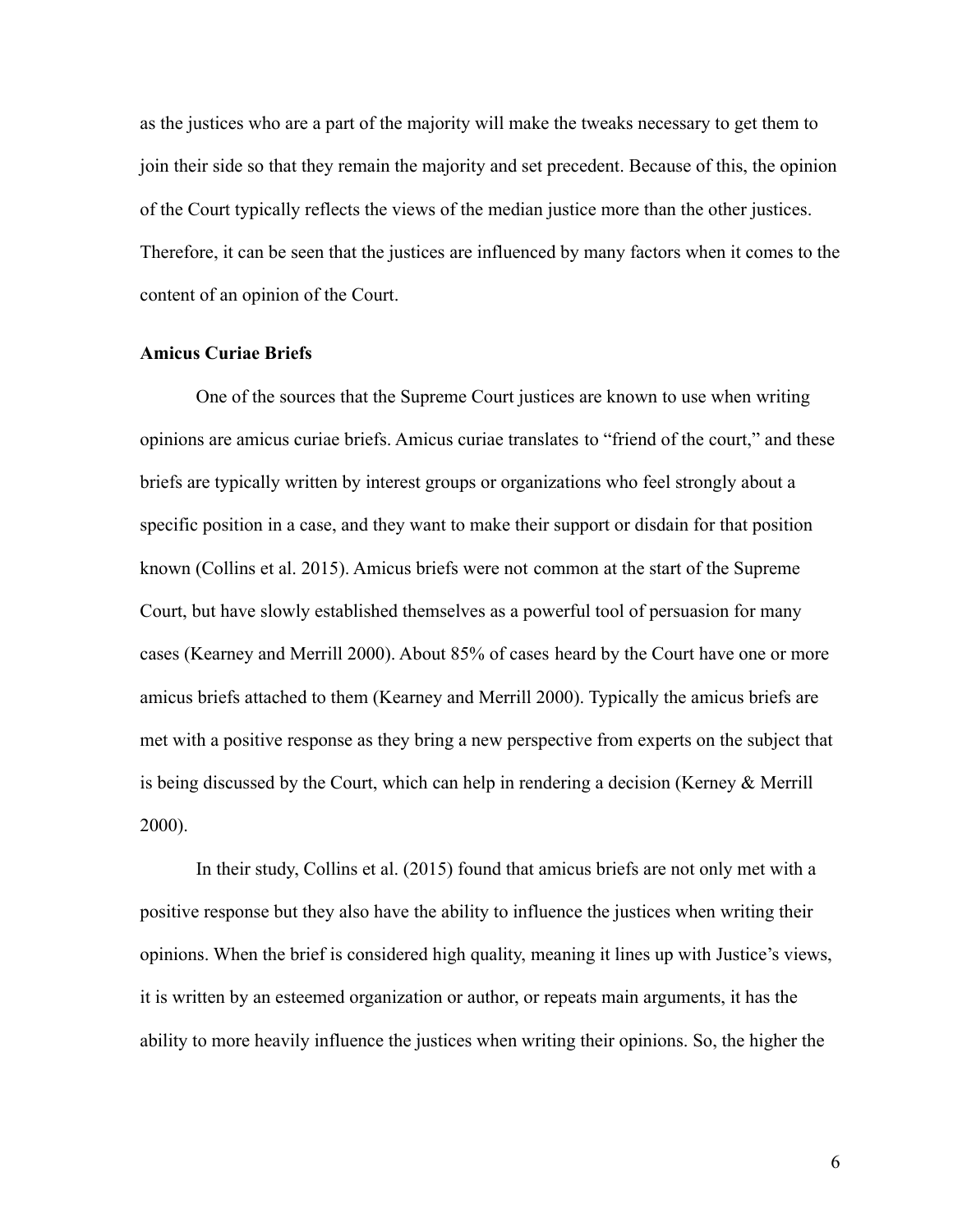as the justices who are a part of the majority will make the tweaks necessary to get them to join their side so that they remain the majority and set precedent. Because of this, the opinion of the Court typically reflects the views of the median justice more than the other justices. Therefore, it can be seen that the justices are influenced by many factors when it comes to the content of an opinion of the Court.

**Amicus Curiae Briefs**

One of the sources that the Supreme Court justices are known to use when writing opinions are amicus curiae briefs. Amicus curiae translates to "friend of the court," and these briefs are typically written by interest groups or organizations who feel strongly about a specific position in a case, and they want to make their support or disdain for that position known (Collins et al. 2015). Amicus briefs were not common at the start of the Supreme Court, but have slowly established themselves as a powerful tool of persuasion for many cases (Kearney and Merrill 2000). About 85% of cases heard by the Court have one or more amicus briefs attached to them (Kearney and Merrill 2000). Typically the amicus briefs are met with a positive response as they bring a new perspective from experts on the subject that is being discussed by the Court, which can help in rendering a decision (Kerney & Merrill 2000).

In their study, Collins et al. (2015) found that amicus briefs are not only met with a positive response but they also have the ability to influence the justices when writing their opinions. When the brief is considered high quality, meaning it lines up with Justice's views, it is written by an esteemed organization or author, or repeats main arguments, it has the ability to more heavily influence the justices when writing their opinions. So, the higher the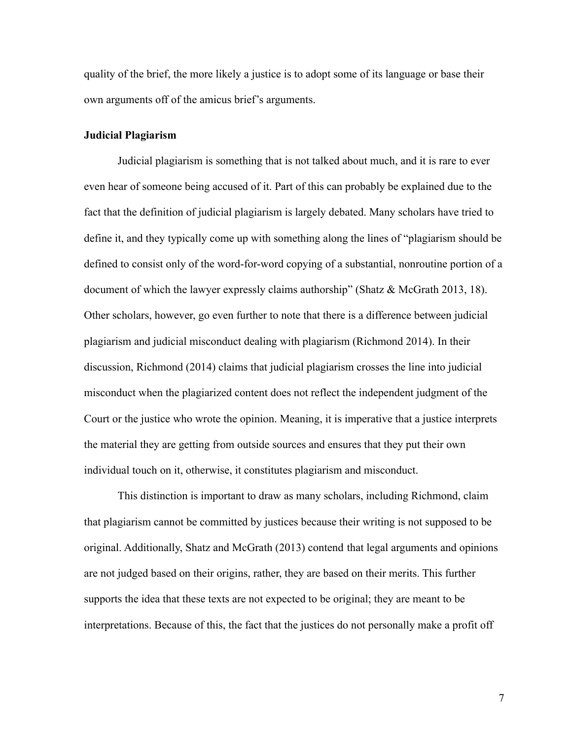quality of the brief, the more likely a justice is to adopt some of its language or base their own arguments off of the amicus brief's arguments.

**Judicial Plagiarism**

Judicial plagiarism is something that is not talked about much, and it is rare to ever even hear of someone being accused of it. Part of this can probably be explained due to the fact that the definition of judicial plagiarism is largely debated. Many scholars have tried to define it, and they typically come up with something along the lines of "plagiarism should be defined to consist only of the word-for-word copying of a substantial, nonroutine portion of a document of which the lawyer expressly claims authorship" (Shatz & McGrath 2013, 18). Other scholars, however, go even further to note that there is a difference between judicial plagiarism and judicial misconduct dealing with plagiarism (Richmond 2014). In their discussion, Richmond (2014) claims that judicial plagiarism crosses the line into judicial misconduct when the plagiarized content does not reflect the independent judgment of the Court or the justice who wrote the opinion. Meaning, it is imperative that a justice interprets the material they are getting from outside sources and ensures that they put their own individual touch on it, otherwise, it constitutes plagiarism and misconduct.

This distinction is important to draw as many scholars, including Richmond, claim that plagiarism cannot be committed by justices because their writing is not supposed to be original. Additionally, Shatz and McGrath (2013) contend that legal arguments and opinions are not judged based on their origins, rather, they are based on their merits. This further supports the idea that these texts are not expected to be original; they are meant to be interpretations. Because of this, the fact that the justices do not personally make a profit off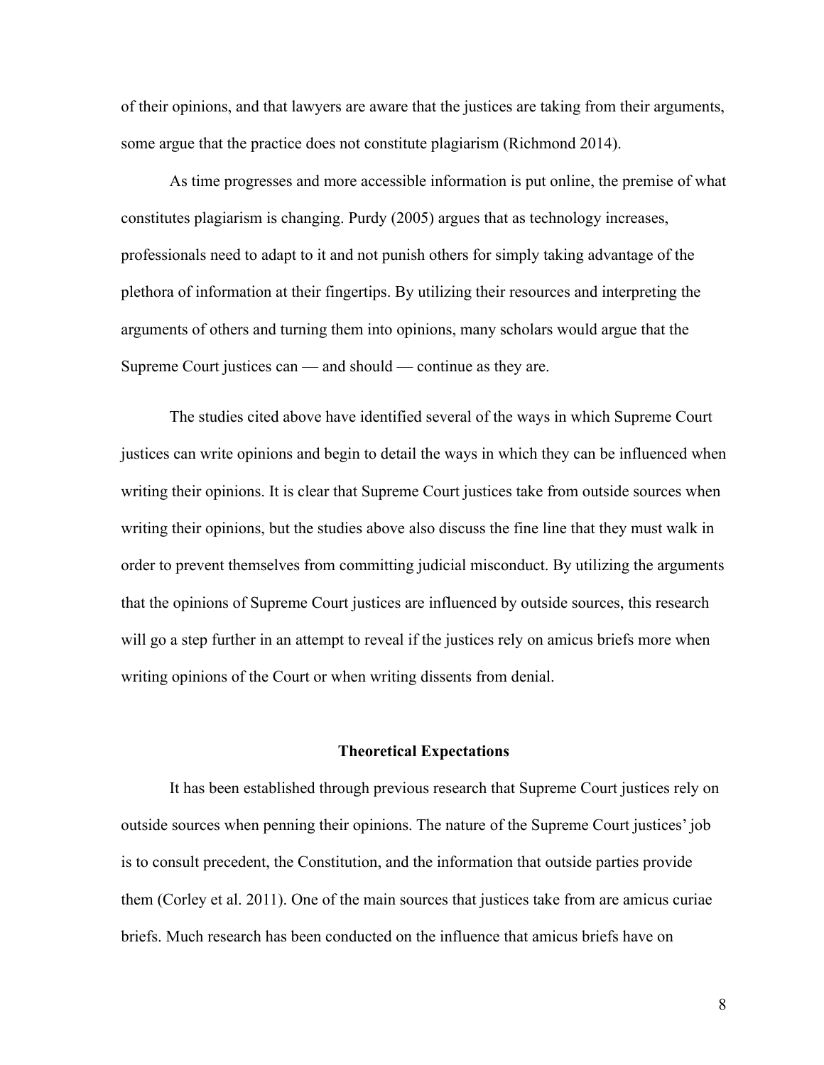of their opinions, and that lawyers are aware that the justices are taking from their arguments, some argue that the practice does not constitute plagiarism (Richmond 2014).

As time progresses and more accessible information is put online, the premise of what constitutes plagiarism is changing. Purdy (2005) argues that as technology increases, professionals need to adapt to it and not punish others for simply taking advantage of the plethora of information at their fingertips. By utilizing their resources and interpreting the arguments of others and turning them into opinions, many scholars would argue that the Supreme Court justices can — and should — continue as they are.

The studies cited above have identified several of the ways in which Supreme Court justices can write opinions and begin to detail the ways in which they can be influenced when writing their opinions. It is clear that Supreme Court justices take from outside sources when writing their opinions, but the studies above also discuss the fine line that they must walk in order to prevent themselves from committing judicial misconduct. By utilizing the arguments that the opinions of Supreme Court justices are influenced by outside sources, this research will go a step further in an attempt to reveal if the justices rely on amicus briefs more when writing opinions of the Court or when writing dissents from denial.

## Theoretical Expectations

It has been established through previous research that Supreme Court justices rely on outside sources when penning their opinions. The nature of the Supreme Court justices' job is to consult precedent, the Constitution, and the information that outside parties provide them (Corley et al. 2011). One of the main sources that justices take from are amicus curiae briefs. Much research has been conducted on the influence that amicus briefs have on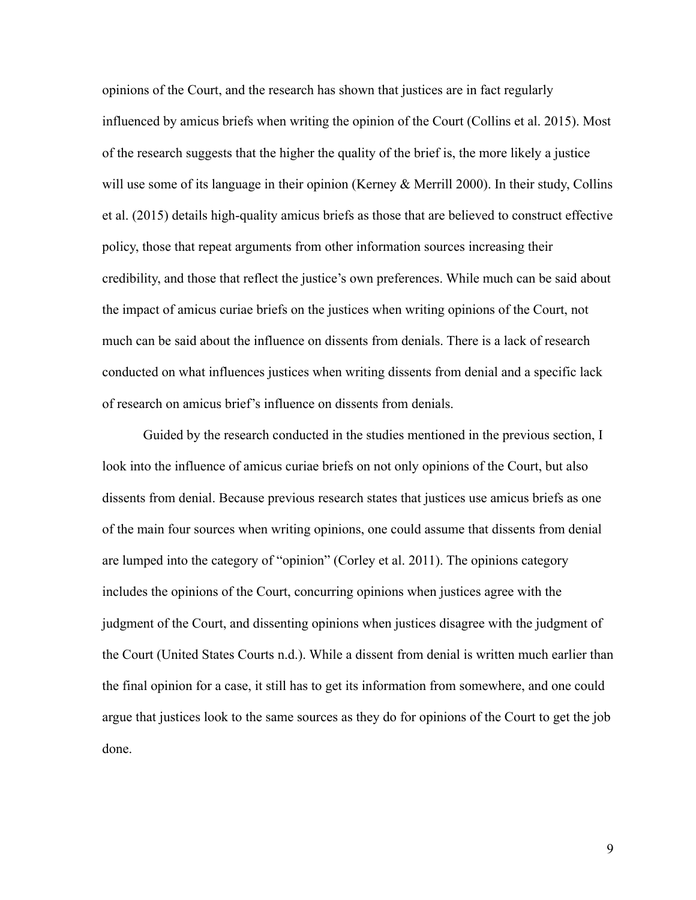opinions of the Court, and the research has shown that justices are in fact regularly influenced by amicus briefs when writing the opinion of the Court (Collins et al. 2015). Most of the research suggests that the higher the quality of the brief is, the more likely a justice will use some of its language in their opinion (Kerney & Merrill 2000). In their study, Collins et al. (2015) details high-quality amicus briefs as those that are believed to construct effective policy, those that repeat arguments from other information sources increasing their credibility, and those that reflect the justice's own preferences. While much can be said about the impact of amicus curiae briefs on the justices when writing opinions of the Court, not much can be said about the influence on dissents from denials. There is a lack of research conducted on what influences justices when writing dissents from denial and a specific lack of research on amicus brief's influence on dissents from denials.

Guided by the research conducted in the studies mentioned in the previous section, I look into the influence of amicus curiae briefs on not only opinions of the Court, but also dissents from denial. Because previous research states that justices use amicus briefs as one of the main four sources when writing opinions, one could assume that dissents from denial are lumped into the category of "opinion" (Corley et al. 2011). The opinions category includes the opinions of the Court, concurring opinions when justices agree with the judgment of the Court, and dissenting opinions when justices disagree with the judgment of the Court (United States Courts n.d.). While a dissent from denial is written much earlier than the final opinion for a case, it still has to get its information from somewhere, and one could argue that justices look to the same sources as they do for opinions of the Court to get the job done.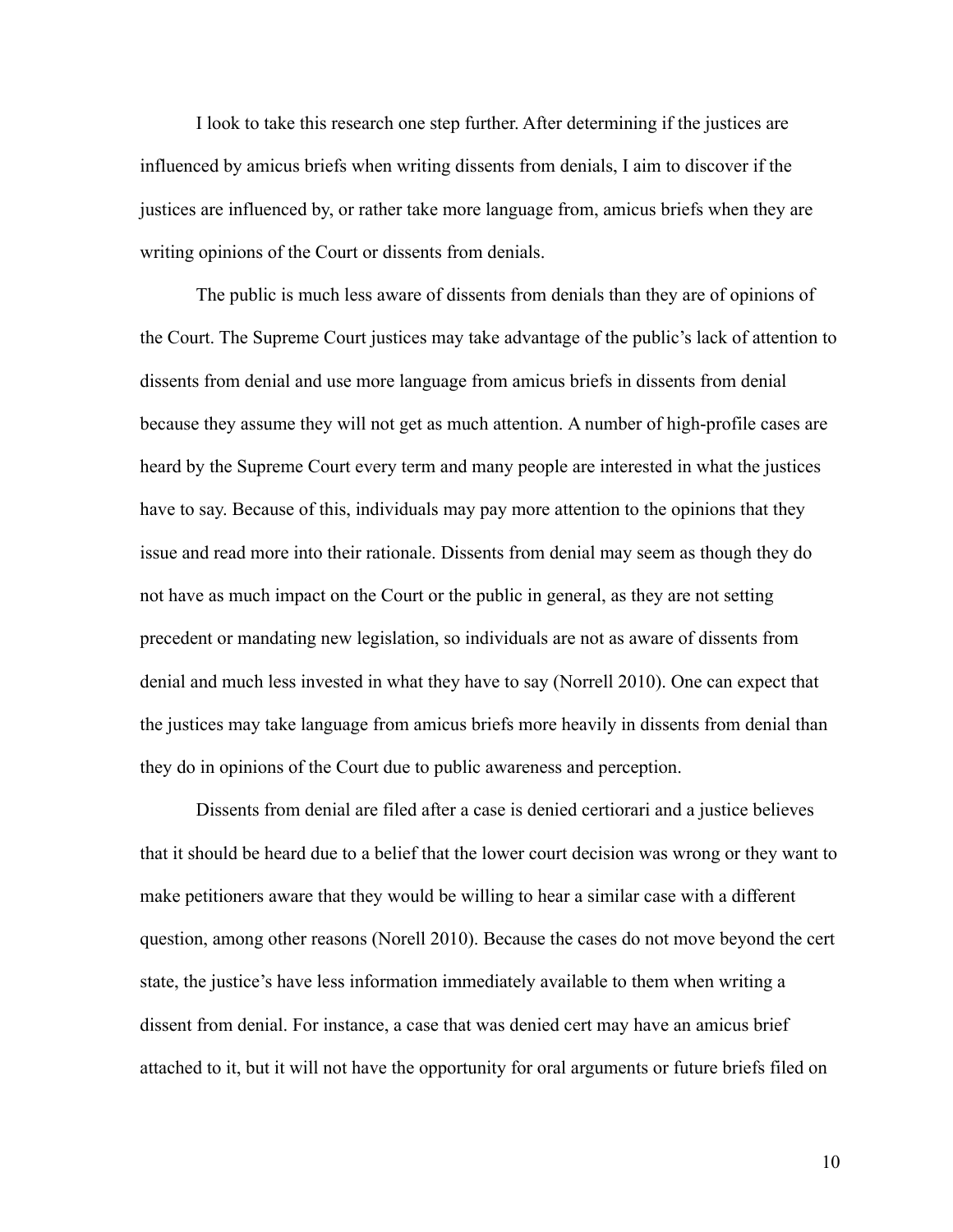I look to take this research one step further. After determining if the justices are influenced by amicus briefs when writing dissents from denials, I aim to discover if the justices are influenced by, or rather take more language from, amicus briefs when they are writing opinions of the Court or dissents from denials.

The public is much less aware of dissents from denials than they are of opinions of the Court. The Supreme Court justices may take advantage of the public's lack of attention to dissents from denial and use more language from amicus briefs in dissents from denial because they assume they will not get as much attention. A number of high-profile cases are heard by the Supreme Court every term and many people are interested in what the justices have to say. Because of this, individuals may pay more attention to the opinions that they issue and read more into their rationale. Dissents from denial may seem as though they do not have as much impact on the Court or the public in general, as they are not setting precedent or mandating new legislation, so individuals are not as aware of dissents from denial and much less invested in what they have to say (Norrell 2010). One can expect that the justices may take language from amicus briefs more heavily in dissents from denial than they do in opinions of the Court due to public awareness and perception.

Dissents from denial are filed after a case is denied certiorari and a justice believes that it should be heard due to a belief that the lower court decision was wrong or they want to make petitioners aware that they would be willing to hear a similar case with a different question, among other reasons (Norell 2010). Because the cases do not move beyond the cert state, the justice's have less information immediately available to them when writing a dissent from denial. For instance, a case that was denied cert may have an amicus brief attached to it, but it will not have the opportunity for oral arguments or future briefs filed on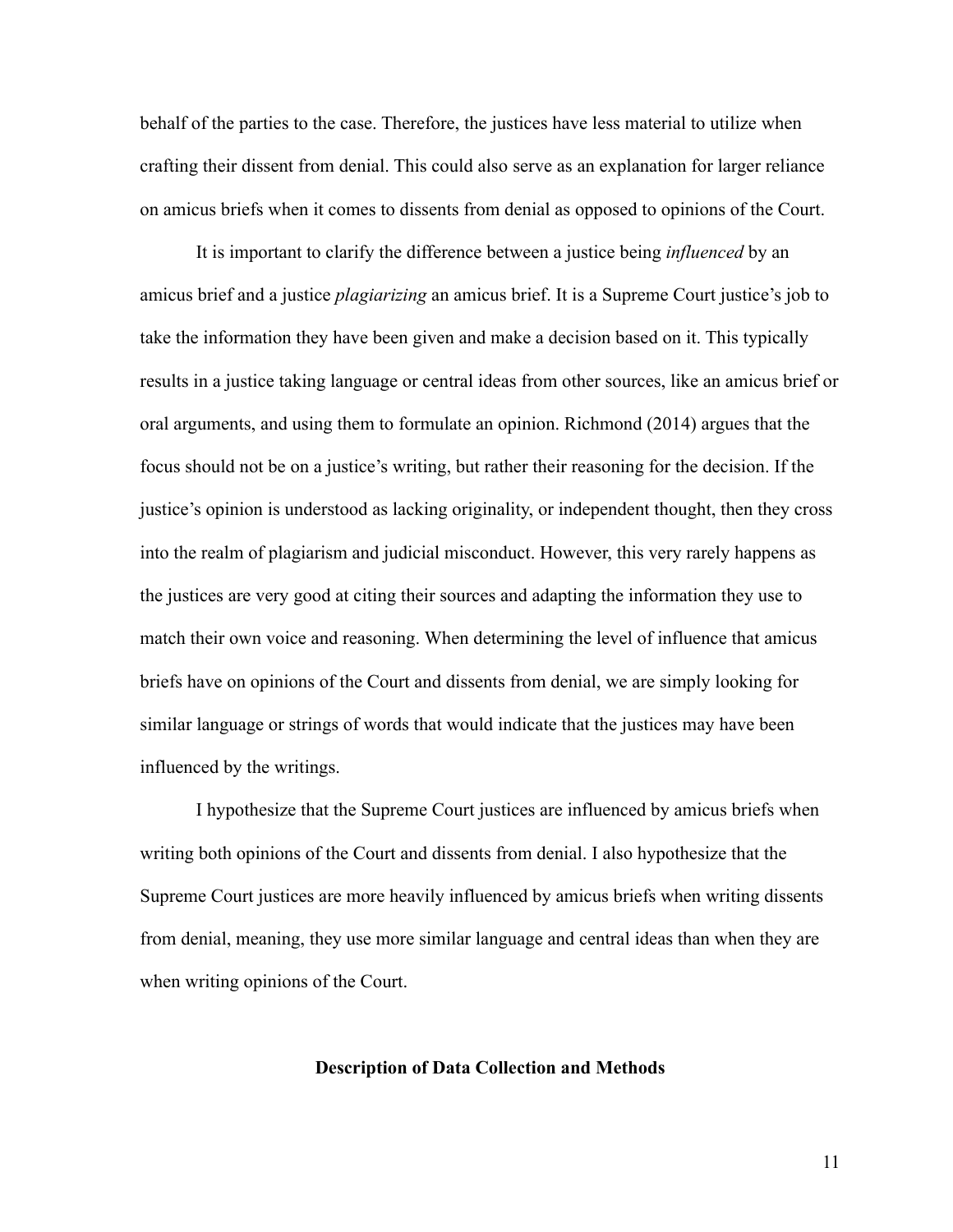behalf of the parties to the case. Therefore, the justices have less material to utilize when crafting their dissent from denial. This could also serve as an explanation for larger reliance on amicus briefs when it comes to dissents from denial as opposed to opinions of the Court.

It is important to clarify the difference between a justice being *influenced* by an amicus brief and a justice *plagiarizing* an amicus brief. It is a Supreme Court justice's job to take the information they have been given and make a decision based on it. This typically results in a justice taking language or central ideas from other sources, like an amicus brief or oral arguments, and using them to formulate an opinion. Richmond (2014) argues that the focus should not be on a justice's writing, but rather their reasoning for the decision. If the justice's opinion is understood as lacking originality, or independent thought, then they cross into the realm of plagiarism and judicial misconduct. However, this very rarely happens as the justices are very good at citing their sources and adapting the information they use to match their own voice and reasoning. When determining the level of influence that amicus briefs have on opinions of the Court and dissents from denial, we are simply looking for similar language or strings of words that would indicate that the justices may have been influenced by the writings.

I hypothesize that the Supreme Court justices are influenced by amicus briefs when writing both opinions of the Court and dissents from denial. I also hypothesize that the Supreme Court justices are more heavily influenced by amicus briefs when writing dissents from denial, meaning, they use more similar language and central ideas than when they are when writing opinions of the Court.

## Description of Data Collection and Methods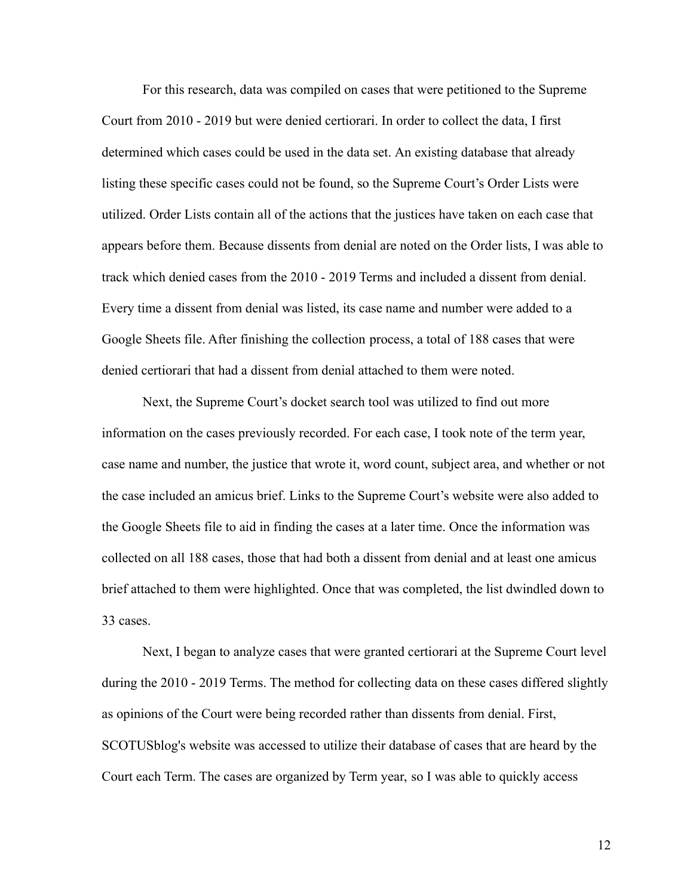For this research, data was compiled on cases that were petitioned to the Supreme Court from 2010 - 2019 but were denied certiorari. In order to collect the data, I first determined which cases could be used in the data set. An existing database that already listing these specific cases could not be found, so the Supreme Court's Order Lists were utilized. Order Lists contain all of the actions that the justices have taken on each case that appears before them. Because dissents from denial are noted on the Order lists, I was able to track which denied cases from the 2010 - 2019 Terms and included a dissent from denial. Every time a dissent from denial was listed, its case name and number were added to a Google Sheets file. After finishing the collection process, a total of 188 cases that were denied certiorari that had a dissent from denial attached to them were noted.

Next, the Supreme Court's docket search tool was utilized to find out more information on the cases previously recorded. For each case, I took note of the term year, case name and number, the justice that wrote it, word count, subject area, and whether or not the case included an amicus brief. Links to the Supreme Court's website were also added to the Google Sheets file to aid in finding the cases at a later time. Once the information was collected on all 188 cases, those that had both a dissent from denial and at least one amicus brief attached to them were highlighted. Once that was completed, the list dwindled down to 33 cases.

Next, I began to analyze cases that were granted certiorari at the Supreme Court level during the 2010 - 2019 Terms. The method for collecting data on these cases differed slightly as opinions of the Court were being recorded rather than dissents from denial. First, SCOTUSblog's website was accessed to utilize their database of cases that are heard by the Court each Term. The cases are organized by Term year, so I was able to quickly access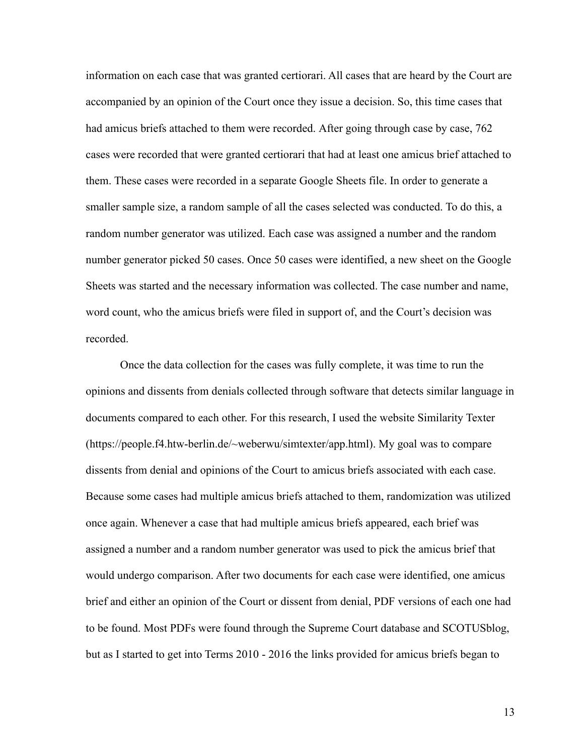information on each case that was granted certiorari. All cases that are heard by the Court are accompanied by an opinion of the Court once they issue a decision. So, this time cases that had amicus briefs attached to them were recorded. After going through case by case, 762 cases were recorded that were granted certiorari that had at least one amicus brief attached to them. These cases were recorded in a separate Google Sheets file. In order to generate a smaller sample size, a random sample of all the cases selected was conducted. To do this, a random number generator was utilized. Each case was assigned a number and the random number generator picked 50 cases. Once 50 cases were identified, a new sheet on the Google Sheets was started and the necessary information was collected. The case number and name, word count, who the amicus briefs were filed in support of, and the Court's decision was recorded.

Once the data collection for the cases was fully complete, it was time to run the opinions and dissents from denials collected through software that detects similar language in documents compared to each other. For this research, I used the website Similarity Texter (https://people.f4.htw-berlin.de/~weberwu/simtexter/app.html). My goal was to compare dissents from denial and opinions of the Court to amicus briefs associated with each case. Because some cases had multiple amicus briefs attached to them, randomization was utilized once again. Whenever a case that had multiple amicus briefs appeared, each brief was assigned a number and a random number generator was used to pick the amicus brief that would undergo comparison. After two documents for each case were identified, one amicus brief and either an opinion of the Court or dissent from denial, PDF versions of each one had to be found. Most PDFs were found through the Supreme Court database and SCOTUSblog, but as I started to get into Terms 2010 - 2016 the links provided for amicus briefs began to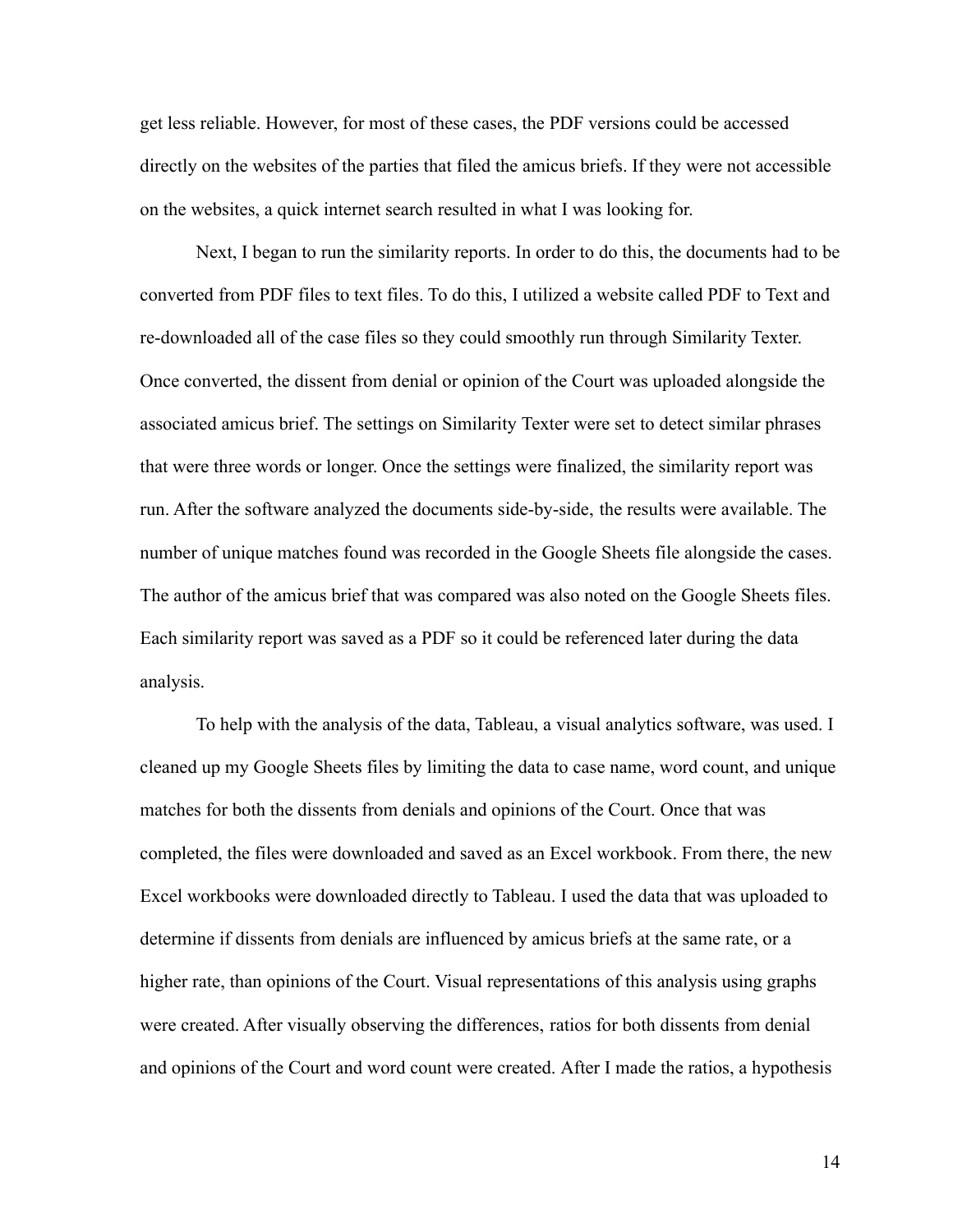get less reliable. However, for most of these cases, the PDF versions could be accessed directly on the websites of the parties that filed the amicus briefs. If they were not accessible on the websites, a quick internet search resulted in what I was looking for.

Next, I began to run the similarity reports. In order to do this, the documents had to be converted from PDF files to text files. To do this, I utilized a website called PDF to Text and re-downloaded all of the case files so they could smoothly run through Similarity Texter. Once converted, the dissent from denial or opinion of the Court was uploaded alongside the associated amicus brief. The settings on Similarity Texter were set to detect similar phrases that were three words or longer. Once the settings were finalized, the similarity report was run. After the software analyzed the documents side-by-side, the results were available. The number of unique matches found was recorded in the Google Sheets file alongside the cases. The author of the amicus brief that was compared was also noted on the Google Sheets files. Each similarity report was saved as a PDF so it could be referenced later during the data analysis.

To help with the analysis of the data, Tableau, a visual analytics software, was used. I cleaned up my Google Sheets files by limiting the data to case name, word count, and unique matches for both the dissents from denials and opinions of the Court. Once that was completed, the files were downloaded and saved as an Excel workbook. From there, the new Excel workbooks were downloaded directly to Tableau. I used the data that was uploaded to determine if dissents from denials are influenced by amicus briefs at the same rate, or a higher rate, than opinions of the Court. Visual representations of this analysis using graphs were created. After visually observing the differences, ratios for both dissents from denial and opinions of the Court and word count were created. After I made the ratios, a hypothesis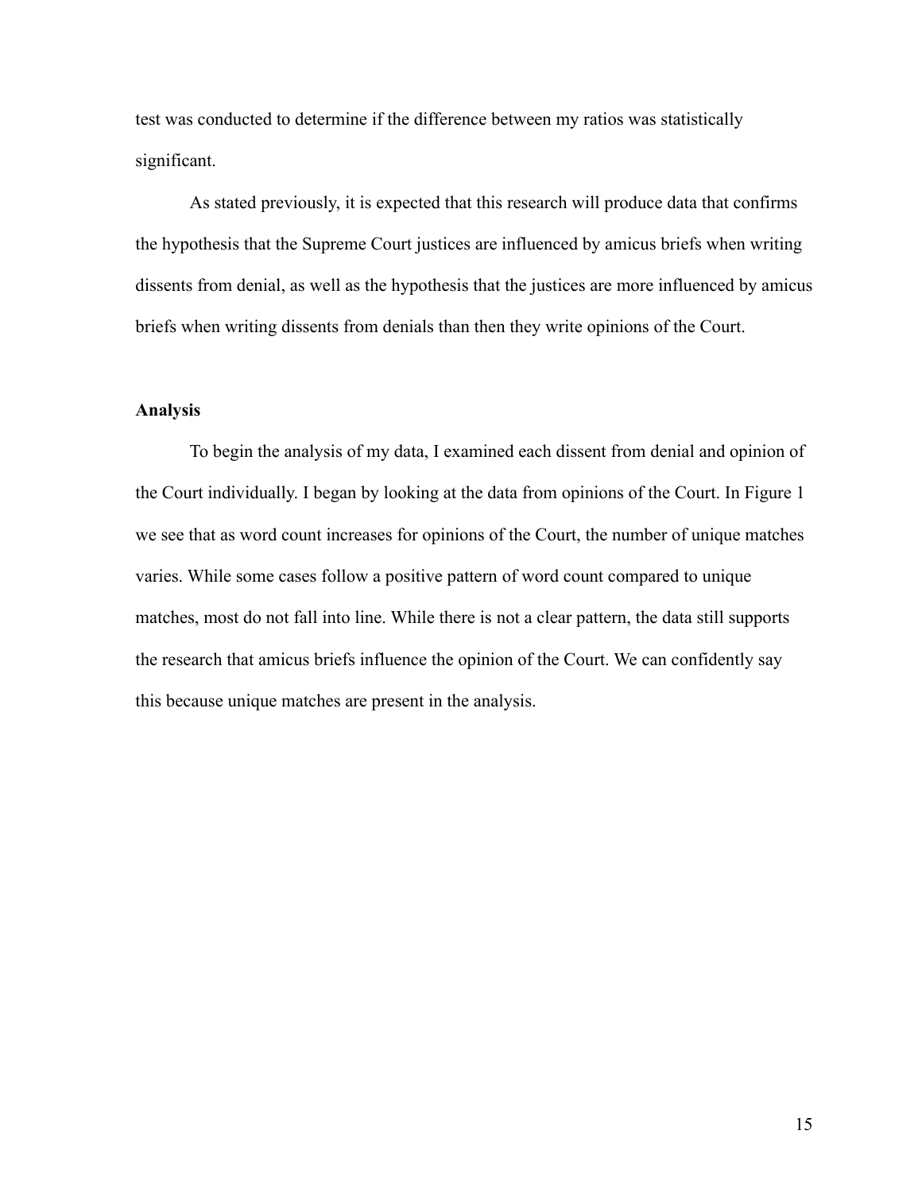test was conducted to determine if the difference between my ratios was statistically significant.

As stated previously, it is expected that this research will produce data that confirms the hypothesis that the Supreme Court justices are influenced by amicus briefs when writing dissents from denial, as well as the hypothesis that the justices are more influenced by amicus briefs when writing dissents from denials than then they write opinions of the Court.

**Analysis**

To begin the analysis of my data, I examined each dissent from denial and opinion of the Court individually. I began by looking at the data from opinions of the Court. In Figure 1 we see that as word count increases for opinions of the Court, the number of unique matches varies. While some cases follow a positive pattern of word count compared to unique matches, most do not fall into line. While there is not a clear pattern, the data still supports the research that amicus briefs influence the opinion of the Court. We can confidently say this because unique matches are present in the analysis.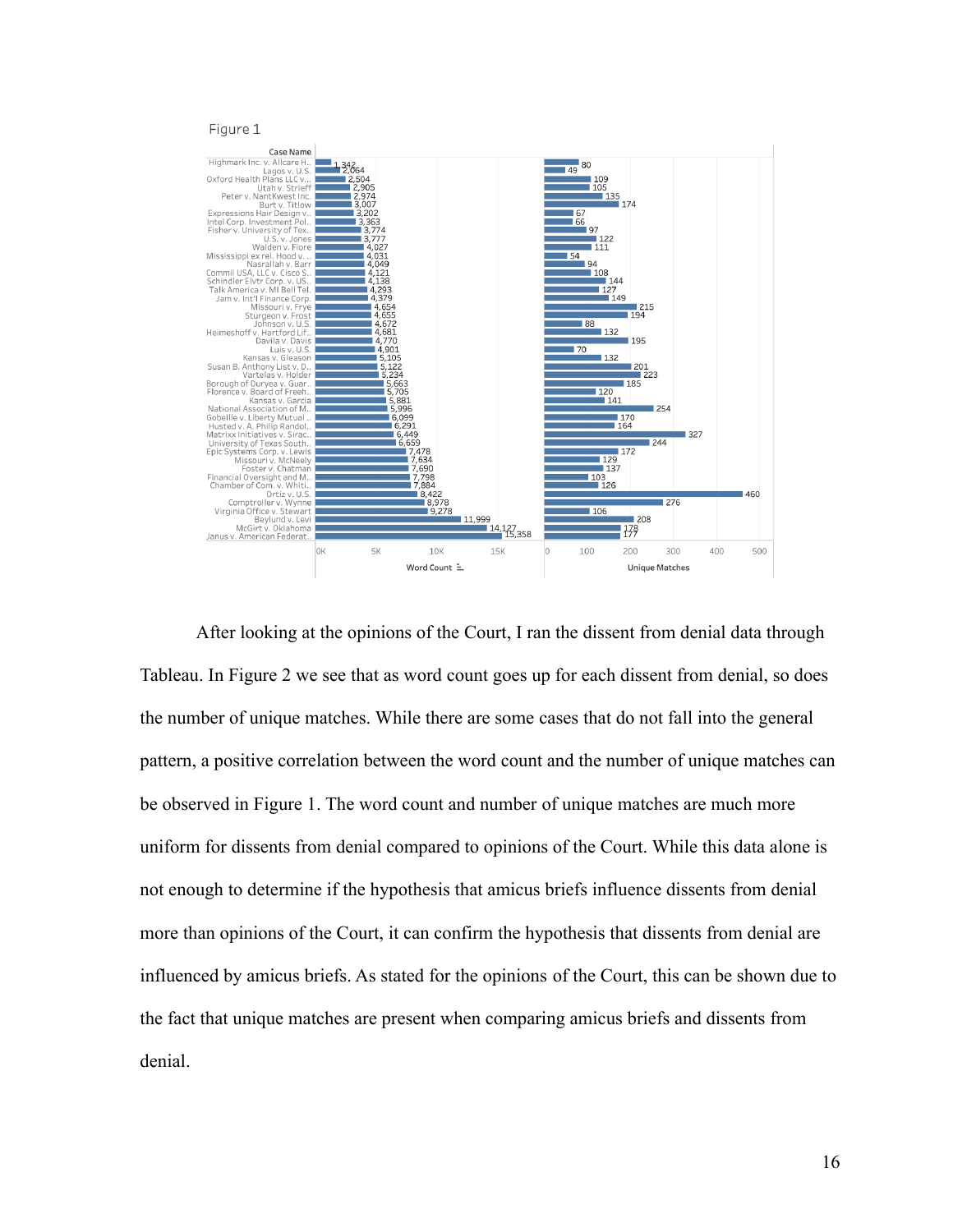Figure 1

| Case Name | Word Count | Unique Matches |
|---|---|---|
| Highmark Inc. v. Allcare H.. | 1,342 | 80 |
| Lagos v. U.S. | 2,064 | 49 |
| Oxford Health Plans LLC v... | 2,504 | 109 |
| Utah v. Strieff | 2,905 | 105 |
| Peter v. NantKwest Inc. | 2,974 | 135 |
| Burt v. Titlow | 3,007 | 174 |
| Expressions Hair Design v.. | 3,202 | 67 |
| Intel Corp. Investment Pol.. | 3,363 | 66 |
| Fisher v. University of Tex.. | 3,774 | 97 |
| U.S. v. Jones | 3,777 | 122 |
| Walden v. Fiore | 4,027 | 111 |
| Mississippi ex rel. Hood v. .. | 4,031 | 54 |
| Nasrallah v. Barr | 4,049 | 94 |
| Commil USA, LLC v. Cisco S.. | 4,121 | 108 |
| Schindler Elvtr Corp. v. US.. | 4,138 | 144 |
| Talk America v. MI Bell Tel. | 4,293 | 127 |
| Jam v. Int'l Finance Corp. | 4,379 | 149 |
| Missouri v. Frye | 4,654 | 215 |
| Sturgeon v. Frost | 4,655 | 194 |
| Johnson v. U.S. | 4,672 | 88 |
| Heimeshoff v. Hartford Lif.. | 4,681 | 132 |
| Davila v. Davis | 4,770 | 195 |
| Luis v. U.S. | 4,901 | 70 |
| Kansas v. Gleason | 5,105 | 132 |
| Susan B. Anthony List v. D.. | 5,122 | 201 |
| Vartelas v. Holder | 5,234 | 223 |
| Borough of Duryea v. Guar.. | 5,663 | 185 |
| Florence v. Board of Freeh.. | 5,705 | 120 |
| Kansas v. Garcia | 5,881 | 141 |
| National Association of M.. | 5,996 | 254 |
| Gobeille v. Liberty Mutual .. | 6,099 | 170 |
| Husted v. A. Philip Randol.. | 6,291 | 164 |
| Matrixx Initiatives v. Sirac.. | 6,449 | 327 |
| University of Texas South.. | 6,659 | 244 |
| Epic Systems Corp. v. Lewis | 7,478 | 172 |
| Missouri v. McNeely | 7,634 | 129 |
| Foster v. Chatman | 7,690 | 137 |
| Financial Oversight and M.. | 7,798 | 103 |
| Chamber of Com. v. Whiti.. | 7,884 | 126 |
| Ortiz v. U.S. | 8,422 | 460 |
| Comptroller v. Wynne | 8,978 | 276 |
| Virginia Office v. Stewart | 9,278 | 106 |
| Beylund v. Levi | 11,999 | 208 |
| McGirt v. Oklahoma | 14,127 | 178 |
| Janus v. American Federat.. | 15,358 | 177 |

After looking at the opinions of the Court, I ran the dissent from denial data through Tableau. In Figure 2 we see that as word count goes up for each dissent from denial, so does the number of unique matches. While there are some cases that do not fall into the general pattern, a positive correlation between the word count and the number of unique matches can be observed in Figure 1. The word count and number of unique matches are much more uniform for dissents from denial compared to opinions of the Court. While this data alone is not enough to determine if the hypothesis that amicus briefs influence dissents from denial more than opinions of the Court, it can confirm the hypothesis that dissents from denial are influenced by amicus briefs. As stated for the opinions of the Court, this can be shown due to the fact that unique matches are present when comparing amicus briefs and dissents from denial.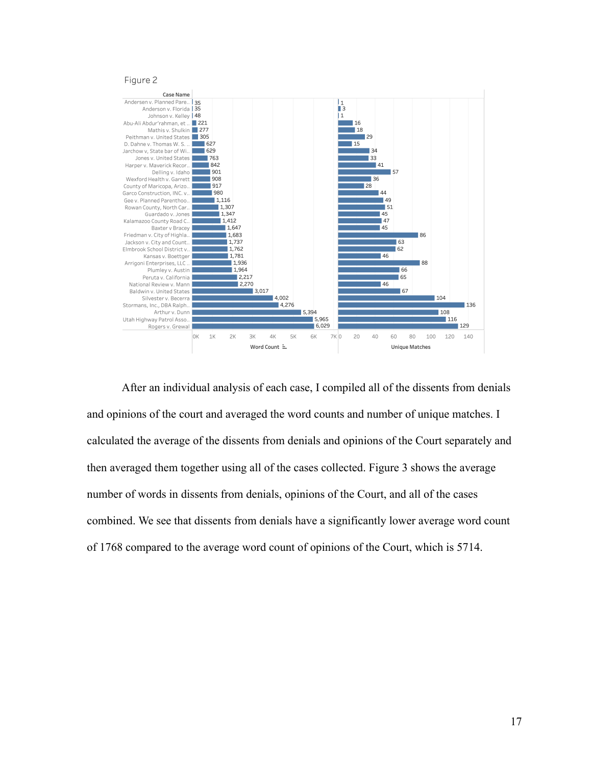Figure 2

| Case Name | Word Count | Unique Matches |
|---|---|---|
| Andersen v. Planned Pare.. | 35 | 1 |
| Anderson v. Florida | 35 | 3 |
| Johnson v. Kelley | 48 | 1 |
| Abu-Ali Abdur'rahman, et .. | 221 | 16 |
| Mathis v. Shulkin | 277 | 18 |
| Peithman v. United States | 305 | 29 |
| D. Dahne v. Thomas W. S. .. | 627 | 15 |
| Jarchow v, State bar of Wi.. | 629 | 34 |
| Jones v. United States | 763 | 33 |
| Harper v. Maverick Recor.. | 842 | 41 |
| Delling v. Idaho | 901 | 57 |
| Wexford Health v. Garrett | 908 | 36 |
| County of Maricopa, Arizo.. | 917 | 28 |
| Garco Construction, INC. v.. | 980 | 44 |
| Gee v. Planned Parenthoo.. | 1,116 | 49 |
| Rowan County, North Car.. | 1,307 | 51 |
| Guardado v. Jones | 1,347 | 45 |
| Kalamazoo County Road C.. | 1,412 | 47 |
| Baxter v Bracey | 1,647 | 45 |
| Friedman v. City of Highla.. | 1,683 | 86 |
| Jackson v. City and Count.. | 1,737 | 63 |
| Elmbrook School District v.. | 1,762 | 62 |
| Kansas v. Boettger | 1,781 | 46 |
| Arrigoni Enterprises, LLC .. | 1,936 | 88 |
| Plumley v. Austin | 1,964 | 66 |
| Peruta v. California | 2,217 | 65 |
| National Review v. Mann | 2,270 | 46 |
| Baldwin v. United States | 3,017 | 67 |
| Silvester v. Becerra | 4,002 | 104 |
| Stormans, Inc., DBA Ralph.. | 4,276 | 136 |
| Arthur v. Dunn | 5,394 | 108 |
| Utah Highway Patrol Asso.. | 5,965 | 116 |
| Rogers v. Grewal | 6,029 | 129 |

After an individual analysis of each case, I compiled all of the dissents from denials and opinions of the court and averaged the word counts and number of unique matches. I calculated the average of the dissents from denials and opinions of the Court separately and then averaged them together using all of the cases collected. Figure 3 shows the average number of words in dissents from denials, opinions of the Court, and all of the cases combined. We see that dissents from denials have a significantly lower average word count of 1768 compared to the average word count of opinions of the Court, which is 5714.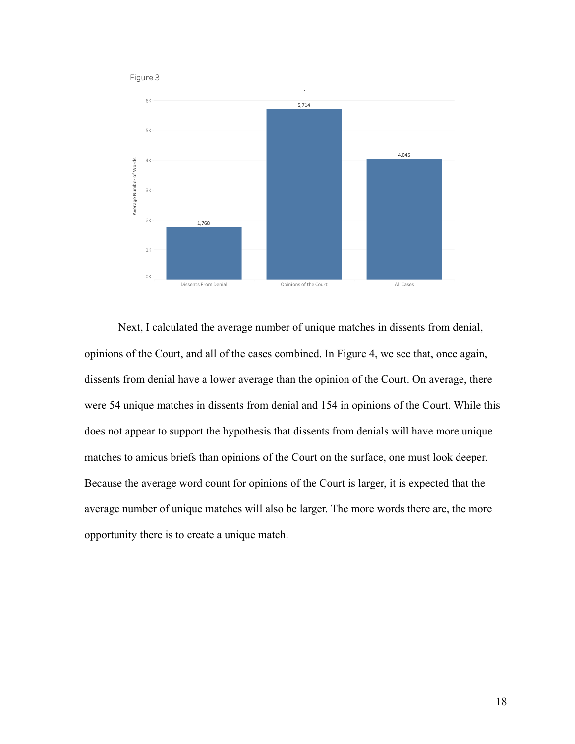Figure 3

| | Average Number of Words |
|---|---|
| Dissents From Denial | 1,768 |
| Opinions of the Court | 5,714 |
| All Cases | 4,045 |

Next, I calculated the average number of unique matches in dissents from denial, opinions of the Court, and all of the cases combined. In Figure 4, we see that, once again, dissents from denial have a lower average than the opinion of the Court. On average, there were 54 unique matches in dissents from denial and 154 in opinions of the Court. While this does not appear to support the hypothesis that dissents from denials will have more unique matches to amicus briefs than opinions of the Court on the surface, one must look deeper. Because the average word count for opinions of the Court is larger, it is expected that the average number of unique matches will also be larger. The more words there are, the more opportunity there is to create a unique match.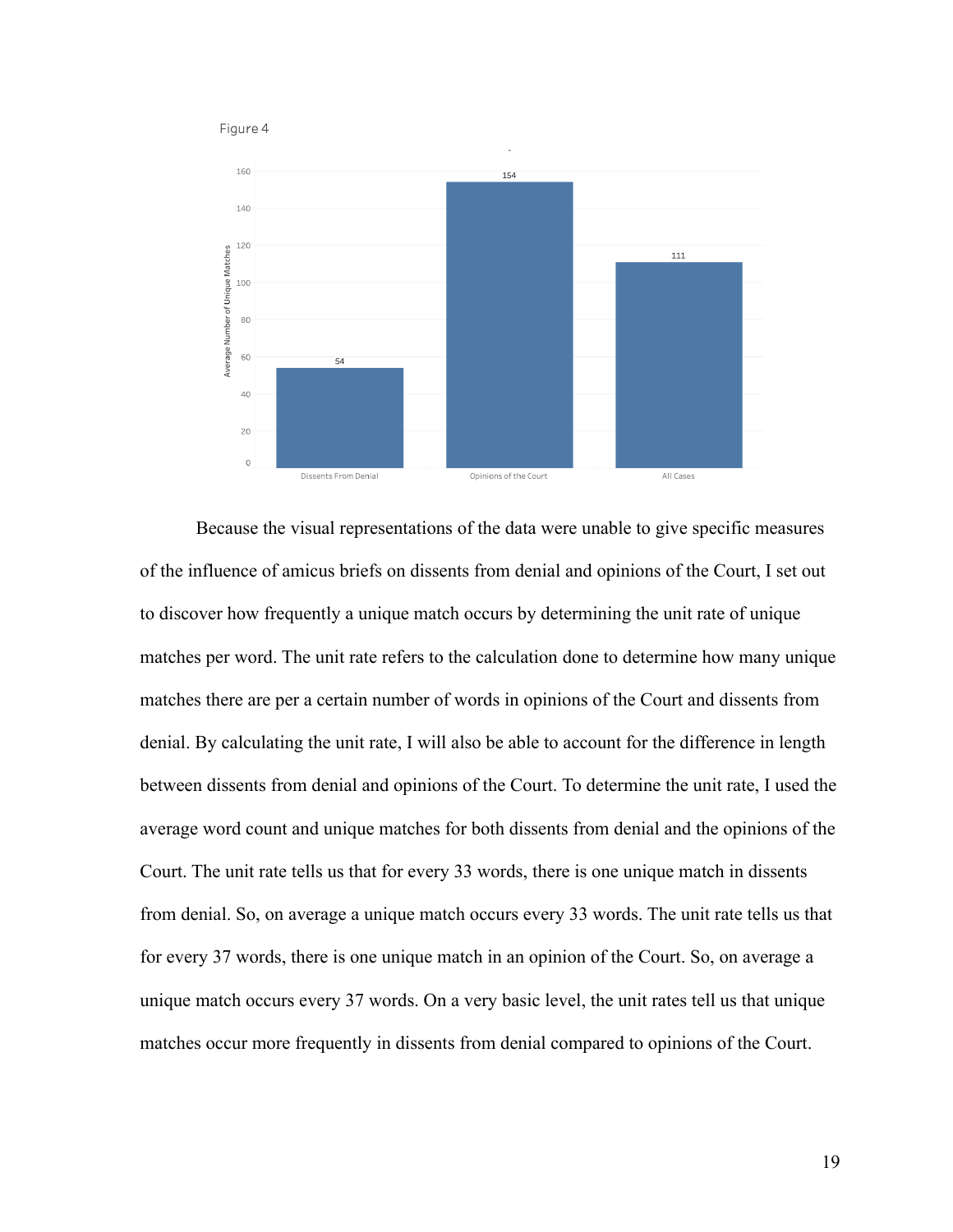Figure 4

Because the visual representations of the data were unable to give specific measures of the influence of amicus briefs on dissents from denial and opinions of the Court, I set out to discover how frequently a unique match occurs by determining the unit rate of unique matches per word. The unit rate refers to the calculation done to determine how many unique matches there are per a certain number of words in opinions of the Court and dissents from denial. By calculating the unit rate, I will also be able to account for the difference in length between dissents from denial and opinions of the Court. To determine the unit rate, I used the average word count and unique matches for both dissents from denial and the opinions of the Court. The unit rate tells us that for every 33 words, there is one unique match in dissents from denial. So, on average a unique match occurs every 33 words. The unit rate tells us that for every 37 words, there is one unique match in an opinion of the Court. So, on average a unique match occurs every 37 words. On a very basic level, the unit rates tell us that unique matches occur more frequently in dissents from denial compared to opinions of the Court.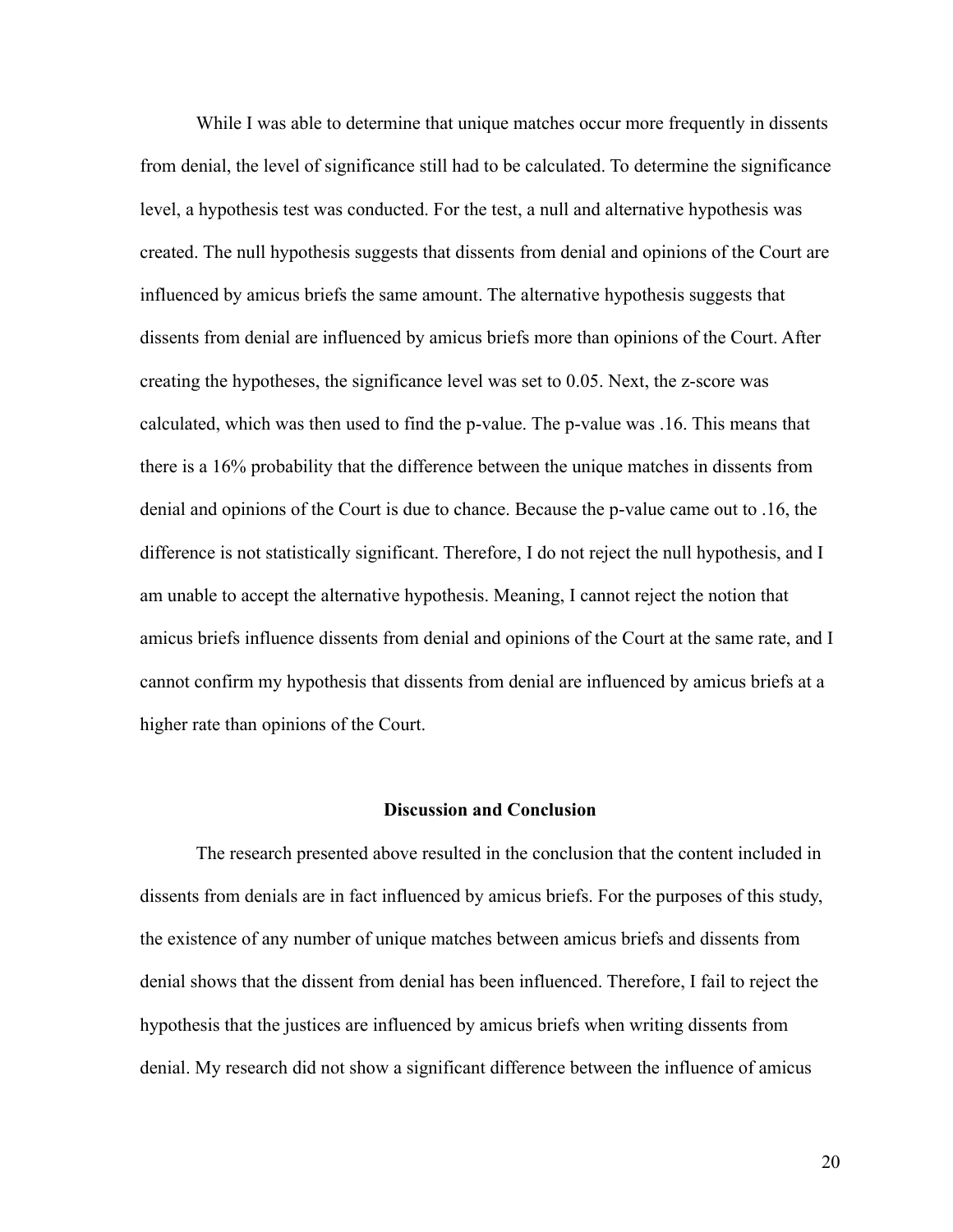While I was able to determine that unique matches occur more frequently in dissents from denial, the level of significance still had to be calculated. To determine the significance level, a hypothesis test was conducted. For the test, a null and alternative hypothesis was created. The null hypothesis suggests that dissents from denial and opinions of the Court are influenced by amicus briefs the same amount. The alternative hypothesis suggests that dissents from denial are influenced by amicus briefs more than opinions of the Court. After creating the hypotheses, the significance level was set to 0.05. Next, the z-score was calculated, which was then used to find the p-value. The p-value was .16. This means that there is a 16% probability that the difference between the unique matches in dissents from denial and opinions of the Court is due to chance. Because the p-value came out to .16, the difference is not statistically significant. Therefore, I do not reject the null hypothesis, and I am unable to accept the alternative hypothesis. Meaning, I cannot reject the notion that amicus briefs influence dissents from denial and opinions of the Court at the same rate, and I cannot confirm my hypothesis that dissents from denial are influenced by amicus briefs at a higher rate than opinions of the Court.

## Discussion and Conclusion

The research presented above resulted in the conclusion that the content included in dissents from denials are in fact influenced by amicus briefs. For the purposes of this study, the existence of any number of unique matches between amicus briefs and dissents from denial shows that the dissent from denial has been influenced. Therefore, I fail to reject the hypothesis that the justices are influenced by amicus briefs when writing dissents from denial. My research did not show a significant difference between the influence of amicus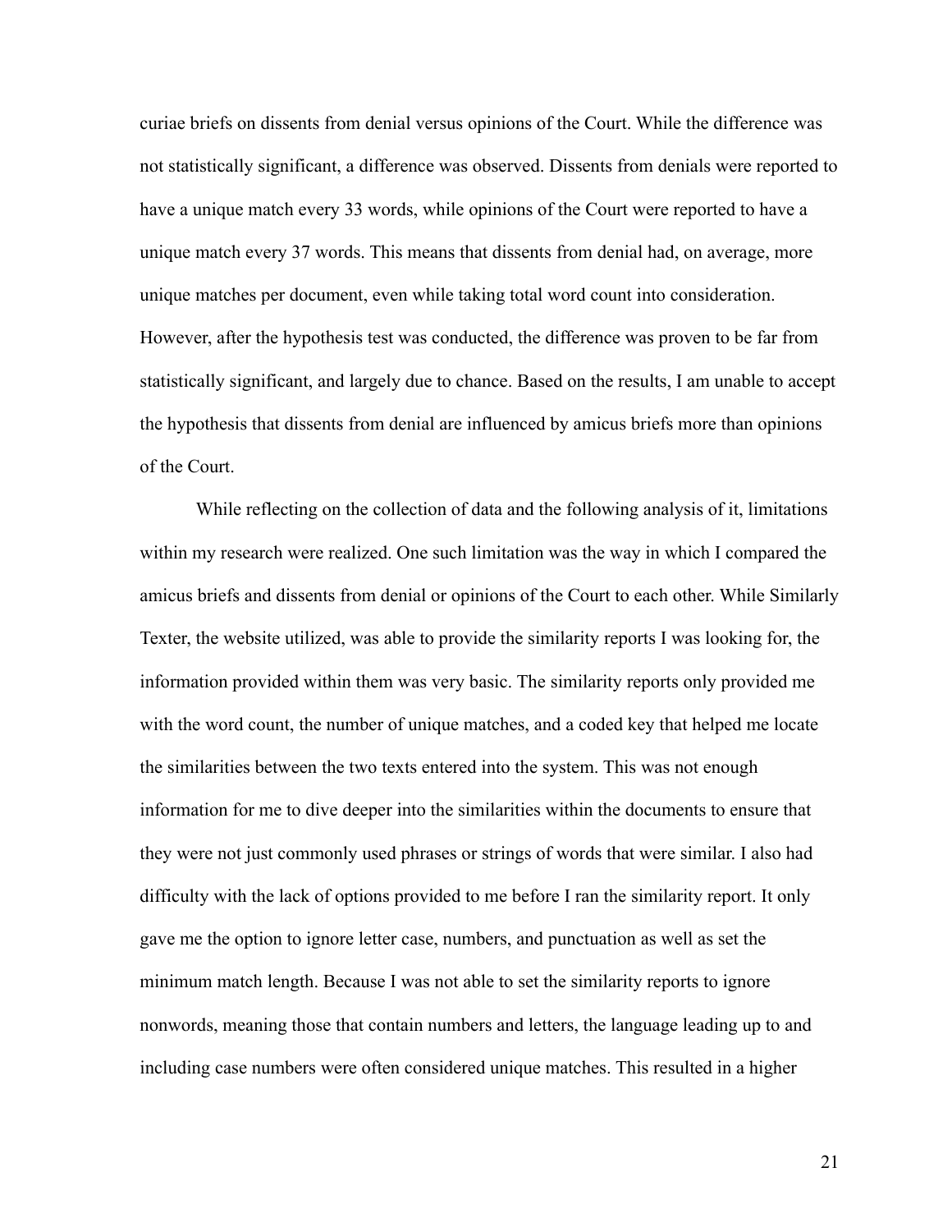curiae briefs on dissents from denial versus opinions of the Court. While the difference was not statistically significant, a difference was observed. Dissents from denials were reported to have a unique match every 33 words, while opinions of the Court were reported to have a unique match every 37 words. This means that dissents from denial had, on average, more unique matches per document, even while taking total word count into consideration. However, after the hypothesis test was conducted, the difference was proven to be far from statistically significant, and largely due to chance. Based on the results, I am unable to accept the hypothesis that dissents from denial are influenced by amicus briefs more than opinions of the Court.

While reflecting on the collection of data and the following analysis of it, limitations within my research were realized. One such limitation was the way in which I compared the amicus briefs and dissents from denial or opinions of the Court to each other. While Similarly Texter, the website utilized, was able to provide the similarity reports I was looking for, the information provided within them was very basic. The similarity reports only provided me with the word count, the number of unique matches, and a coded key that helped me locate the similarities between the two texts entered into the system. This was not enough information for me to dive deeper into the similarities within the documents to ensure that they were not just commonly used phrases or strings of words that were similar. I also had difficulty with the lack of options provided to me before I ran the similarity report. It only gave me the option to ignore letter case, numbers, and punctuation as well as set the minimum match length. Because I was not able to set the similarity reports to ignore nonwords, meaning those that contain numbers and letters, the language leading up to and including case numbers were often considered unique matches. This resulted in a higher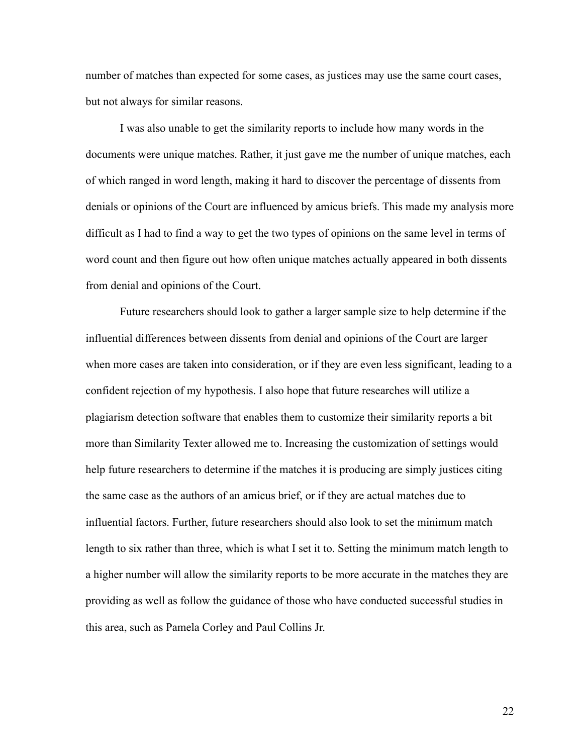number of matches than expected for some cases, as justices may use the same court cases, but not always for similar reasons.

I was also unable to get the similarity reports to include how many words in the documents were unique matches. Rather, it just gave me the number of unique matches, each of which ranged in word length, making it hard to discover the percentage of dissents from denials or opinions of the Court are influenced by amicus briefs. This made my analysis more difficult as I had to find a way to get the two types of opinions on the same level in terms of word count and then figure out how often unique matches actually appeared in both dissents from denial and opinions of the Court.

Future researchers should look to gather a larger sample size to help determine if the influential differences between dissents from denial and opinions of the Court are larger when more cases are taken into consideration, or if they are even less significant, leading to a confident rejection of my hypothesis. I also hope that future researches will utilize a plagiarism detection software that enables them to customize their similarity reports a bit more than Similarity Texter allowed me to. Increasing the customization of settings would help future researchers to determine if the matches it is producing are simply justices citing the same case as the authors of an amicus brief, or if they are actual matches due to influential factors. Further, future researchers should also look to set the minimum match length to six rather than three, which is what I set it to. Setting the minimum match length to a higher number will allow the similarity reports to be more accurate in the matches they are providing as well as follow the guidance of those who have conducted successful studies in this area, such as Pamela Corley and Paul Collins Jr.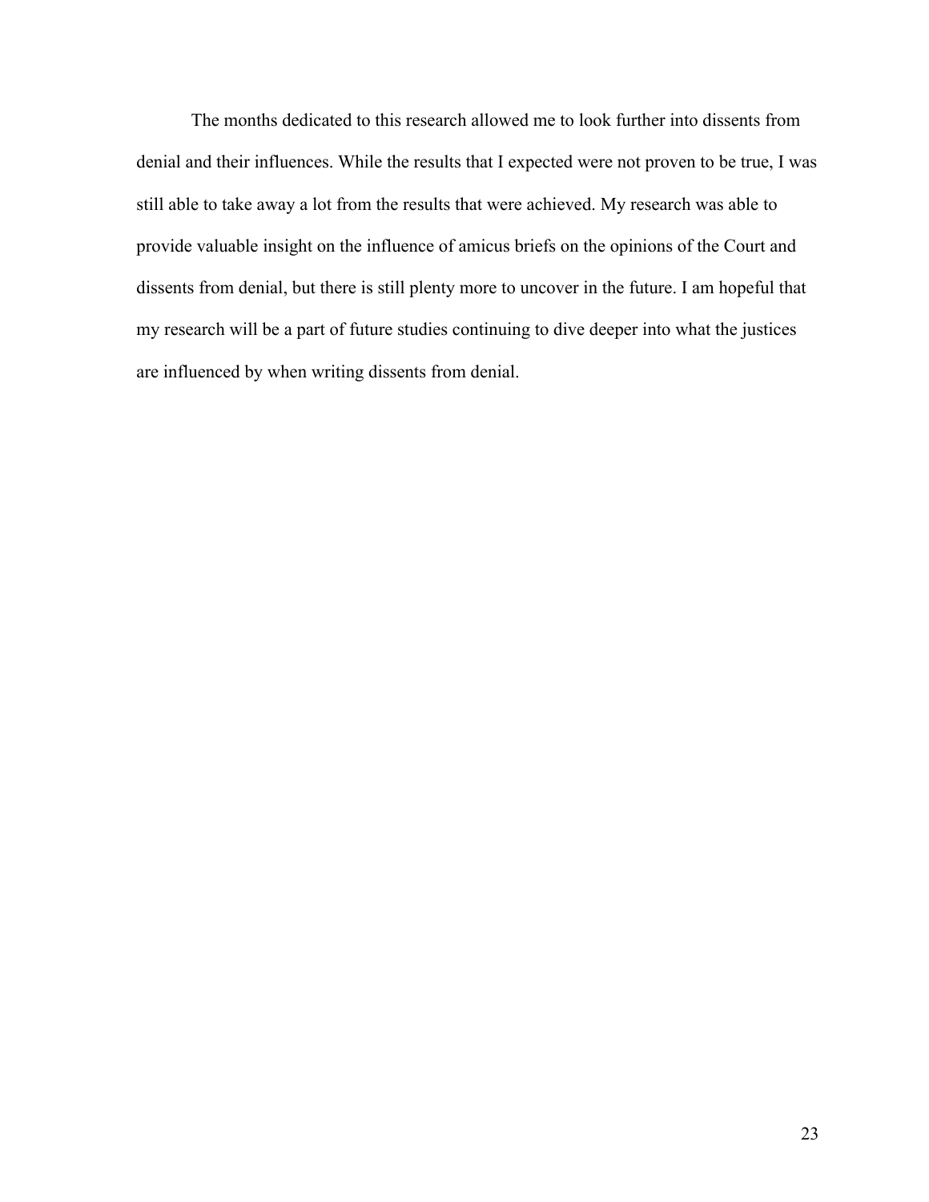The months dedicated to this research allowed me to look further into dissents from denial and their influences. While the results that I expected were not proven to be true, I was still able to take away a lot from the results that were achieved. My research was able to provide valuable insight on the influence of amicus briefs on the opinions of the Court and dissents from denial, but there is still plenty more to uncover in the future. I am hopeful that my research will be a part of future studies continuing to dive deeper into what the justices are influenced by when writing dissents from denial.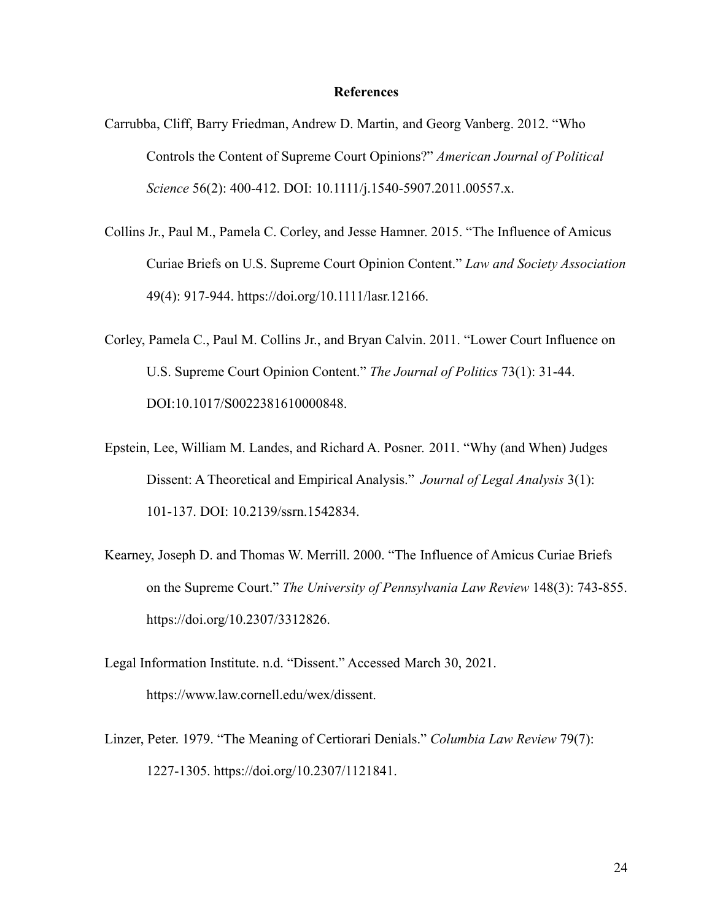## References

Carrubba, Cliff, Barry Friedman, Andrew D. Martin, and Georg Vanberg. 2012. "Who Controls the Content of Supreme Court Opinions?" *American Journal of Political Science* 56(2): 400-412. DOI: 10.1111/j.1540-5907.2011.00557.x.

Collins Jr., Paul M., Pamela C. Corley, and Jesse Hamner. 2015. "The Influence of Amicus Curiae Briefs on U.S. Supreme Court Opinion Content." *Law and Society Association* 49(4): 917-944. https://doi.org/10.1111/lasr.12166.

Corley, Pamela C., Paul M. Collins Jr., and Bryan Calvin. 2011. "Lower Court Influence on U.S. Supreme Court Opinion Content." *The Journal of Politics* 73(1): 31-44. DOI:10.1017/S0022381610000848.

Epstein, Lee, William M. Landes, and Richard A. Posner. 2011. "Why (and When) Judges Dissent: A Theoretical and Empirical Analysis." *Journal of Legal Analysis* 3(1): 101-137. DOI: 10.2139/ssrn.1542834.

Kearney, Joseph D. and Thomas W. Merrill. 2000. "The Influence of Amicus Curiae Briefs on the Supreme Court." *The University of Pennsylvania Law Review* 148(3): 743-855. https://doi.org/10.2307/3312826.

Legal Information Institute. n.d. "Dissent." Accessed March 30, 2021. https://www.law.cornell.edu/wex/dissent.

Linzer, Peter. 1979. "The Meaning of Certiorari Denials." *Columbia Law Review* 79(7): 1227-1305. https://doi.org/10.2307/1121841.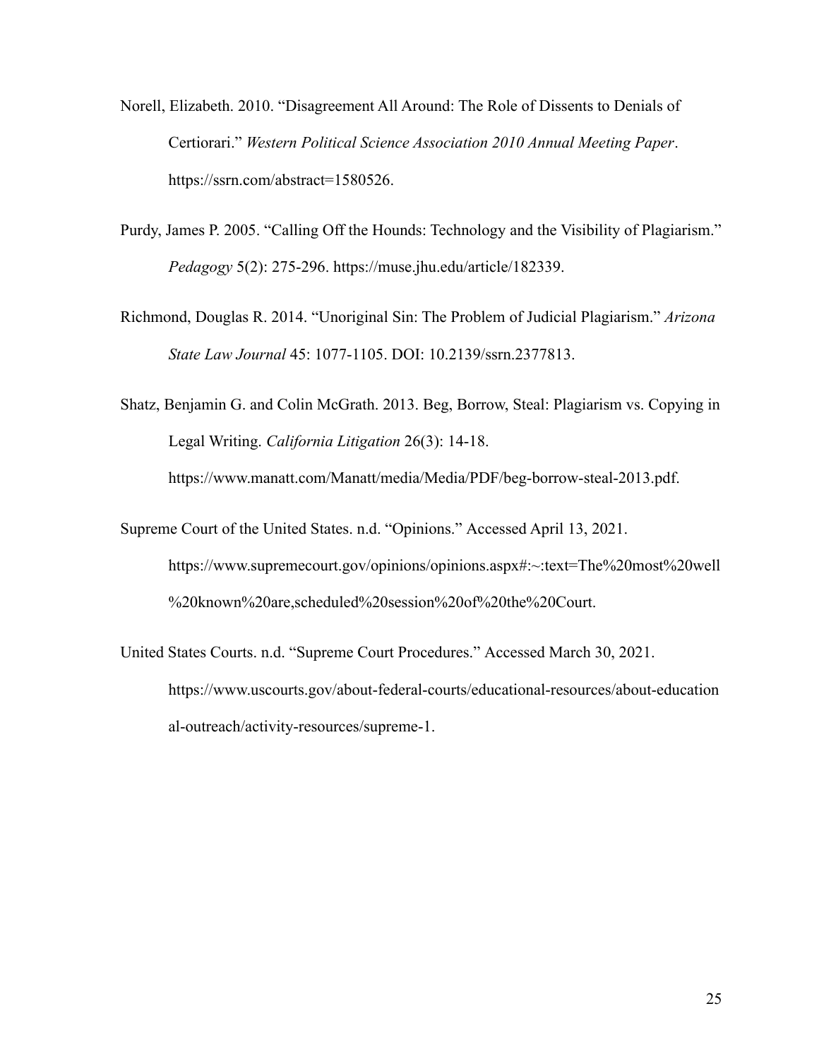Norell, Elizabeth. 2010. “Disagreement All Around: The Role of Dissents to Denials of Certiorari.” *Western Political Science Association 2010 Annual Meeting Paper*. https://ssrn.com/abstract=1580526.

Purdy, James P. 2005. “Calling Off the Hounds: Technology and the Visibility of Plagiarism.” *Pedagogy* 5(2): 275-296. https://muse.jhu.edu/article/182339.

Richmond, Douglas R. 2014. “Unoriginal Sin: The Problem of Judicial Plagiarism.” *Arizona State Law Journal* 45: 1077-1105. DOI: 10.2139/ssrn.2377813.

Shatz, Benjamin G. and Colin McGrath. 2013. Beg, Borrow, Steal: Plagiarism vs. Copying in Legal Writing. *California Litigation* 26(3): 14-18. https://www.manatt.com/Manatt/media/Media/PDF/beg-borrow-steal-2013.pdf.

Supreme Court of the United States. n.d. “Opinions.” Accessed April 13, 2021. https://www.supremecourt.gov/opinions/opinions.aspx#:~:text=The%20most%20well%20known%20are,scheduled%20session%20of%20the%20Court.

United States Courts. n.d. “Supreme Court Procedures.” Accessed March 30, 2021. https://www.uscourts.gov/about-federal-courts/educational-resources/about-educational-outreach/activity-resources/supreme-1.